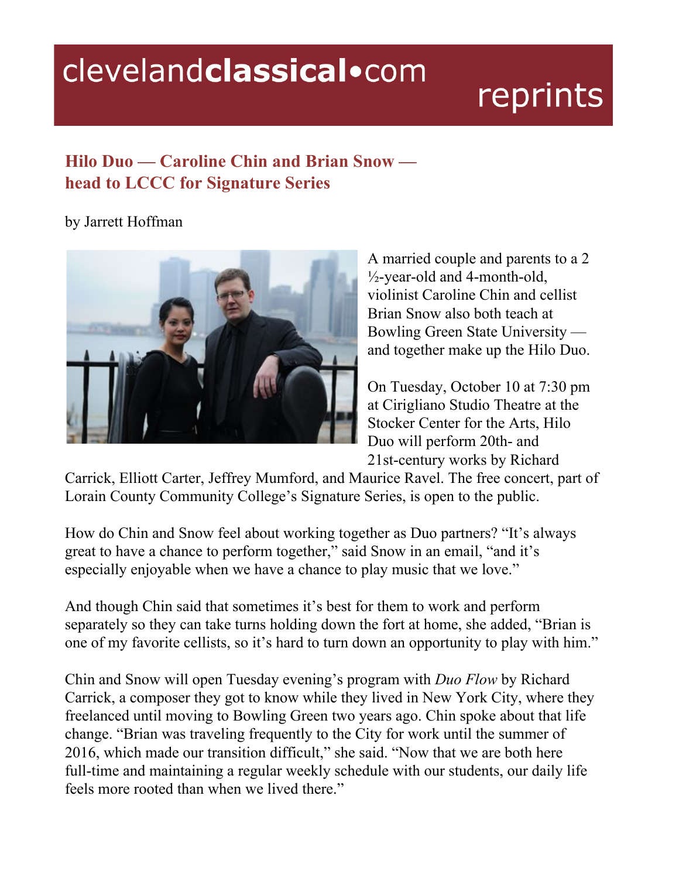# Hilo Duo — Caroline Chin and Brian Snow — head to LCCC for Signature Series

by Jarrett Hoffman

A married couple and parents to a 2 ½-year-old and 4-month-old, violinist Caroline Chin and cellist Brian Snow also both teach at Bowling Green State University — and together make up the Hilo Duo.

On Tuesday, October 10 at 7:30 pm at Cirigliano Studio Theatre at the Stocker Center for the Arts, Hilo Duo will perform 20th- and 21st-century works by Richard Carrick, Elliott Carter, Jeffrey Mumford, and Maurice Ravel. The free concert, part of Lorain County Community College's Signature Series, is open to the public.

How do Chin and Snow feel about working together as Duo partners? "It's always great to have a chance to perform together," said Snow in an email, "and it's especially enjoyable when we have a chance to play music that we love."

And though Chin said that sometimes it's best for them to work and perform separately so they can take turns holding down the fort at home, she added, "Brian is one of my favorite cellists, so it's hard to turn down an opportunity to play with him."

Chin and Snow will open Tuesday evening's program with *Duo Flow* by Richard Carrick, a composer they got to know while they lived in New York City, where they freelanced until moving to Bowling Green two years ago. Chin spoke about that life change. "Brian was traveling frequently to the City for work until the summer of 2016, which made our transition difficult," she said. "Now that we are both here full-time and maintaining a regular weekly schedule with our students, our daily life feels more rooted than when we lived there."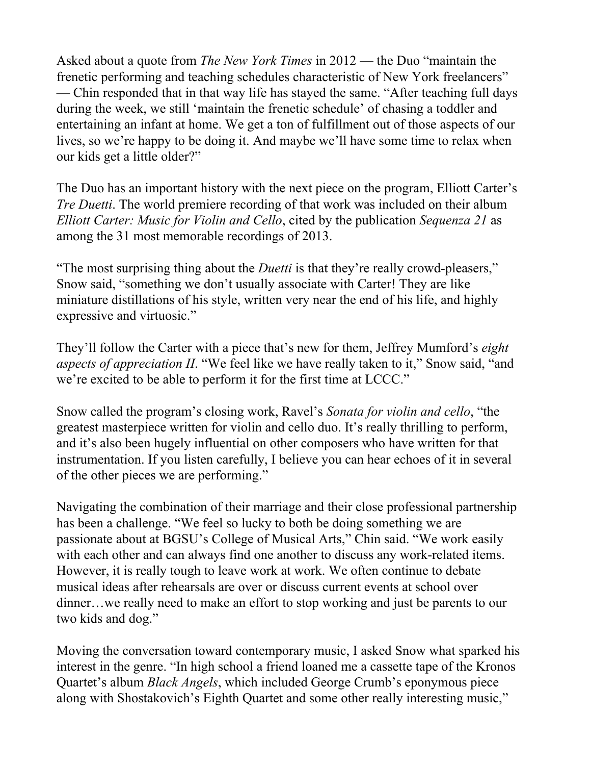Asked about a quote from *The New York Times* in 2012 — the Duo "maintain the frenetic performing and teaching schedules characteristic of New York freelancers" — Chin responded that in that way life has stayed the same. "After teaching full days during the week, we still 'maintain the frenetic schedule' of chasing a toddler and entertaining an infant at home. We get a ton of fulfillment out of those aspects of our lives, so we're happy to be doing it. And maybe we'll have some time to relax when our kids get a little older?"

The Duo has an important history with the next piece on the program, Elliott Carter's *Tre Duetti*. The world premiere recording of that work was included on their album *Elliott Carter: Music for Violin and Cello*, cited by the publication *Sequenza 21* as among the 31 most memorable recordings of 2013.

"The most surprising thing about the *Duetti* is that they're really crowd-pleasers," Snow said, "something we don't usually associate with Carter! They are like miniature distillations of his style, written very near the end of his life, and highly expressive and virtuosic."

They'll follow the Carter with a piece that's new for them, Jeffrey Mumford's *eight aspects of appreciation II*. "We feel like we have really taken to it," Snow said, "and we're excited to be able to perform it for the first time at LCCC."

Snow called the program's closing work, Ravel's *Sonata for violin and cello*, "the greatest masterpiece written for violin and cello duo. It's really thrilling to perform, and it's also been hugely influential on other composers who have written for that instrumentation. If you listen carefully, I believe you can hear echoes of it in several of the other pieces we are performing."

Navigating the combination of their marriage and their close professional partnership has been a challenge. "We feel so lucky to both be doing something we are passionate about at BGSU's College of Musical Arts," Chin said. "We work easily with each other and can always find one another to discuss any work-related items. However, it is really tough to leave work at work. We often continue to debate musical ideas after rehearsals are over or discuss current events at school over dinner…we really need to make an effort to stop working and just be parents to our two kids and dog."

Moving the conversation toward contemporary music, I asked Snow what sparked his interest in the genre. "In high school a friend loaned me a cassette tape of the Kronos Quartet's album *Black Angels*, which included George Crumb's eponymous piece along with Shostakovich's Eighth Quartet and some other really interesting music,"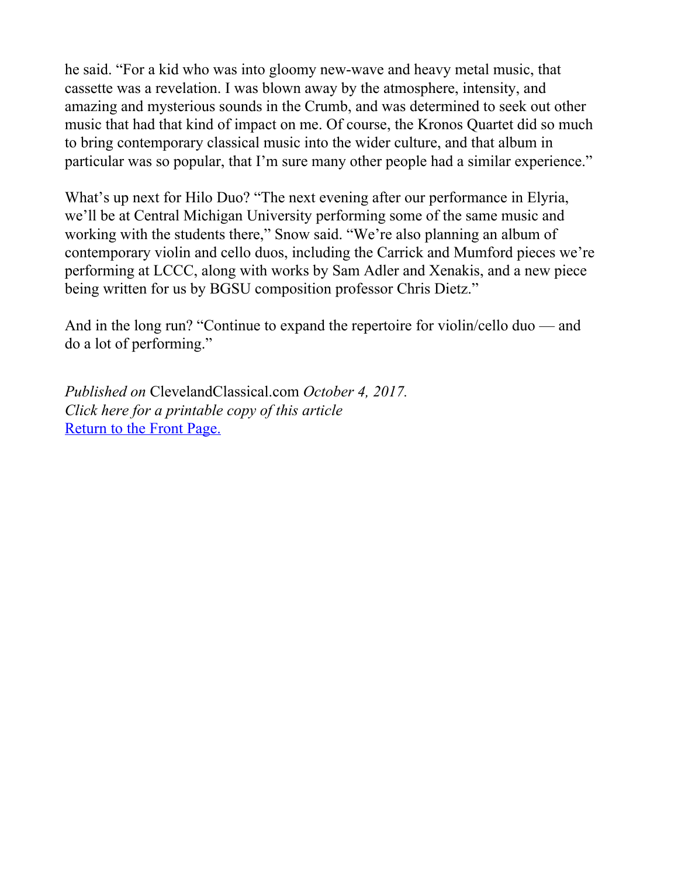he said. "For a kid who was into gloomy new-wave and heavy metal music, that cassette was a revelation. I was blown away by the atmosphere, intensity, and amazing and mysterious sounds in the Crumb, and was determined to seek out other music that had that kind of impact on me. Of course, the Kronos Quartet did so much to bring contemporary classical music into the wider culture, and that album in particular was so popular, that I'm sure many other people had a similar experience."

What's up next for Hilo Duo? "The next evening after our performance in Elyria, we'll be at Central Michigan University performing some of the same music and working with the students there," Snow said. "We're also planning an album of contemporary violin and cello duos, including the Carrick and Mumford pieces we're performing at LCCC, along with works by Sam Adler and Xenakis, and a new piece being written for us by BGSU composition professor Chris Dietz."

And in the long run? "Continue to expand the repertoire for violin/cello duo — and do a lot of performing."

*Published on* ClevelandClassical.com *October 4, 2017.*
*Click here for a printable copy of this article*
Return to the Front Page.